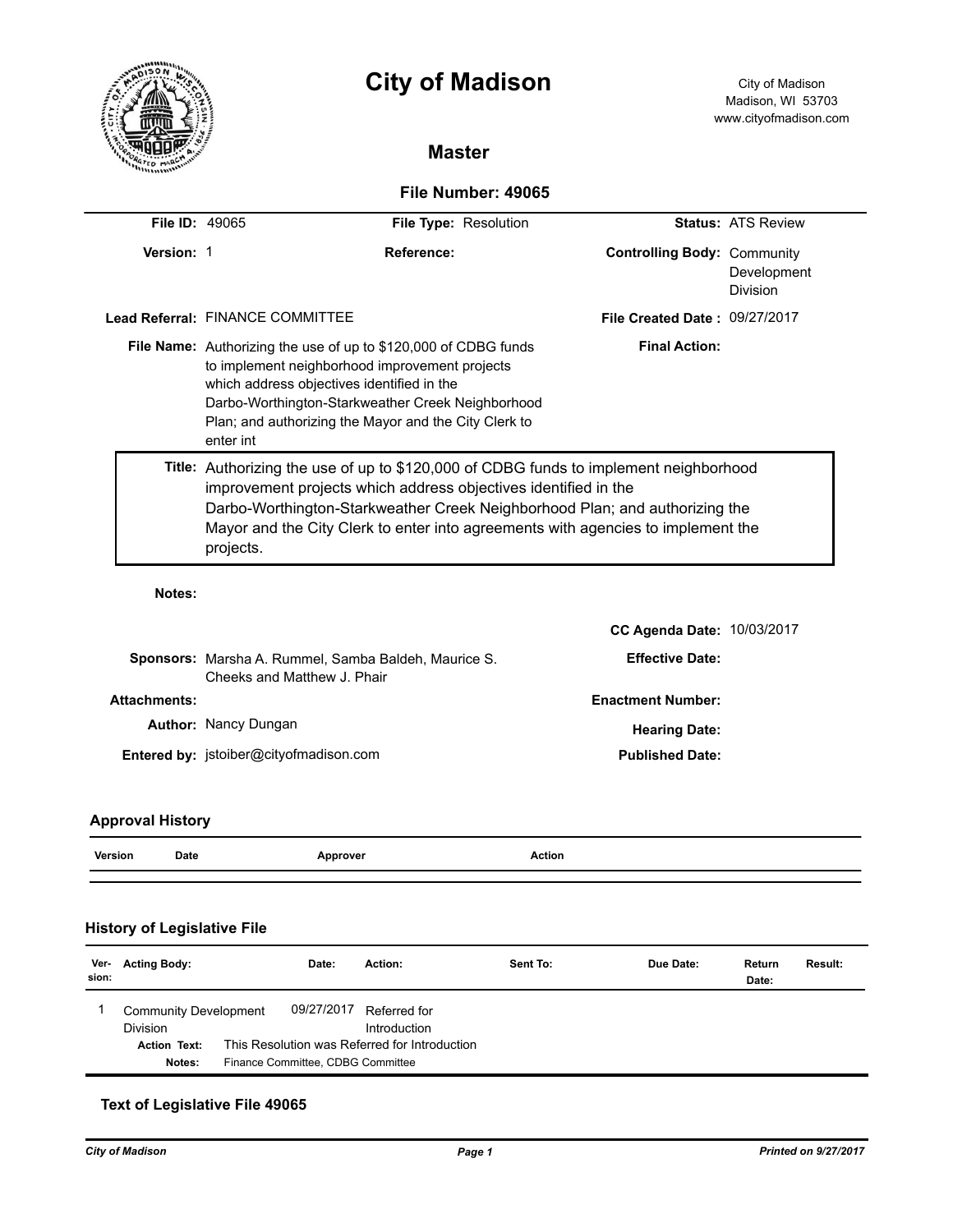# City of Madison

City of Madison
Madison, WI 53703
www.cityofmadison.com

## Master

### File Number: 49065

| | | | |
|---|---|---|---|
| **File ID:** 49065 | **File Type:** Resolution | **Status:** ATS Review | |
| **Version:** 1 | **Reference:** | **Controlling Body:** Community Development Division | |
| **Lead Referral:** FINANCE COMMITTEE | | **File Created Date :** 09/27/2017 | |
| **File Name:** Authorizing the use of up to $120,000 of CDBG funds to implement neighborhood improvement projects which address objectives identified in the Darbo-Worthington-Starkweather Creek Neighborhood Plan; and authorizing the Mayor and the City Clerk to enter int | | **Final Action:** | |

**Title:** Authorizing the use of up to $120,000 of CDBG funds to implement neighborhood improvement projects which address objectives identified in the Darbo-Worthington-Starkweather Creek Neighborhood Plan; and authorizing the Mayor and the City Clerk to enter into agreements with agencies to implement the projects.

**Notes:**

**CC Agenda Date:** 10/03/2017

**Sponsors:** Marsha A. Rummel, Samba Baldeh, Maurice S. Cheeks and Matthew J. Phair

**Effective Date:**

**Attachments:**

**Enactment Number:**

**Author:** Nancy Dungan

**Hearing Date:**

**Entered by:** jstoiber@cityofmadison.com

**Published Date:**

### Approval History

| Version | Date | Approver | Action |
|---|---|---|---|

### History of Legislative File

| Version: | Acting Body: | Date: | Action: | Sent To: | Due Date: | Return Date: | Result: |
|---|---|---|---|---|---|---|---|
| 1 | Community Development Division | 09/27/2017 | Referred for Introduction | | | | |

**Action Text:** This Resolution was Referred for Introduction

**Notes:** Finance Committee, CDBG Committee

### Text of Legislative File 49065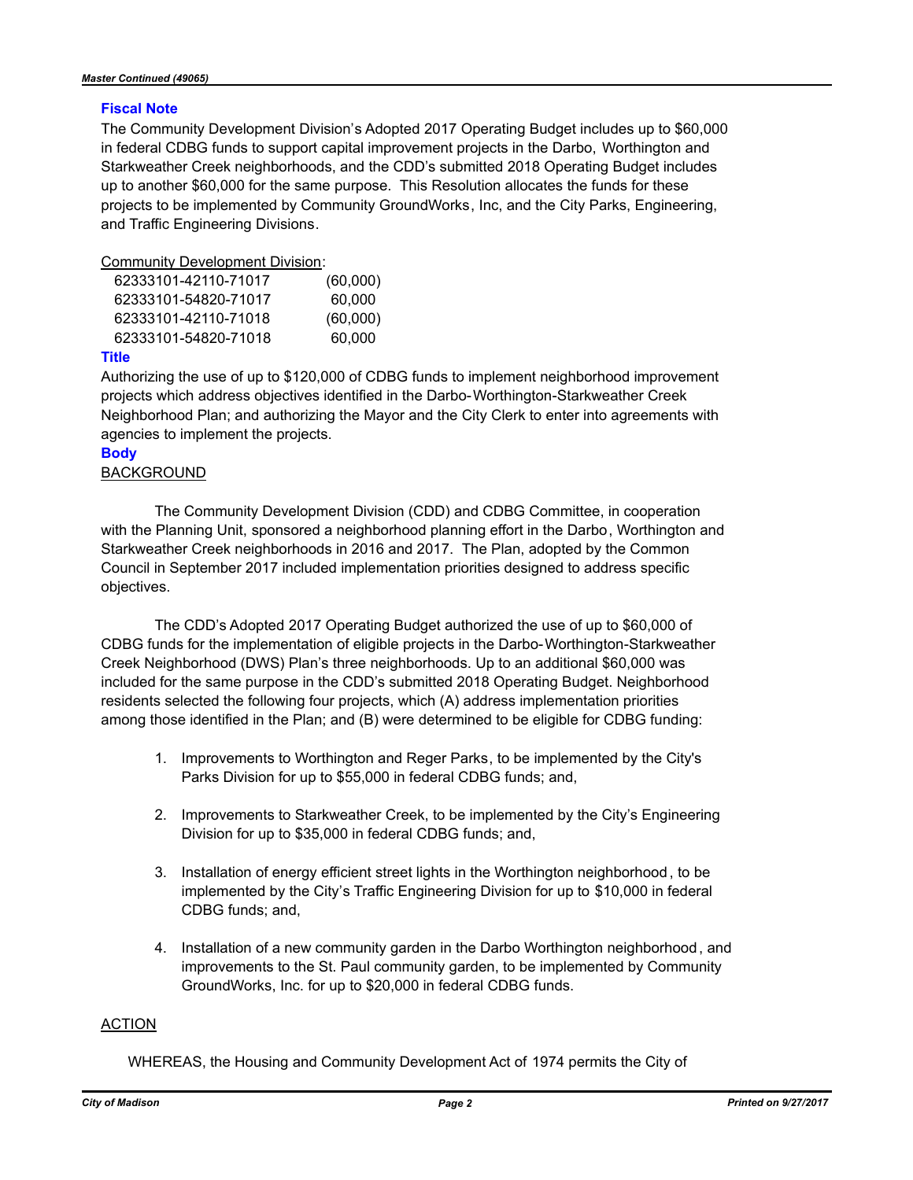### Fiscal Note

The Community Development Division's Adopted 2017 Operating Budget includes up to $60,000 in federal CDBG funds to support capital improvement projects in the Darbo, Worthington and Starkweather Creek neighborhoods, and the CDD's submitted 2018 Operating Budget includes up to another $60,000 for the same purpose. This Resolution allocates the funds for these projects to be implemented by Community GroundWorks, Inc, and the City Parks, Engineering, and Traffic Engineering Divisions.

Community Development Division:

| | |
|---|---|
| 62333101-42110-71017 | (60,000) |
| 62333101-54820-71017 | 60,000 |
| 62333101-42110-71018 | (60,000) |
| 62333101-54820-71018 | 60,000 |

### Title

Authorizing the use of up to $120,000 of CDBG funds to implement neighborhood improvement projects which address objectives identified in the Darbo-Worthington-Starkweather Creek Neighborhood Plan; and authorizing the Mayor and the City Clerk to enter into agreements with agencies to implement the projects.

### Body

BACKGROUND

The Community Development Division (CDD) and CDBG Committee, in cooperation with the Planning Unit, sponsored a neighborhood planning effort in the Darbo, Worthington and Starkweather Creek neighborhoods in 2016 and 2017. The Plan, adopted by the Common Council in September 2017 included implementation priorities designed to address specific objectives.

The CDD's Adopted 2017 Operating Budget authorized the use of up to $60,000 of CDBG funds for the implementation of eligible projects in the Darbo-Worthington-Starkweather Creek Neighborhood (DWS) Plan's three neighborhoods. Up to an additional $60,000 was included for the same purpose in the CDD's submitted 2018 Operating Budget. Neighborhood residents selected the following four projects, which (A) address implementation priorities among those identified in the Plan; and (B) were determined to be eligible for CDBG funding:

1. Improvements to Worthington and Reger Parks, to be implemented by the City's Parks Division for up to $55,000 in federal CDBG funds; and,

2. Improvements to Starkweather Creek, to be implemented by the City's Engineering Division for up to $35,000 in federal CDBG funds; and,

3. Installation of energy efficient street lights in the Worthington neighborhood, to be implemented by the City's Traffic Engineering Division for up to $10,000 in federal CDBG funds; and,

4. Installation of a new community garden in the Darbo Worthington neighborhood, and improvements to the St. Paul community garden, to be implemented by Community GroundWorks, Inc. for up to $20,000 in federal CDBG funds.

ACTION

WHEREAS, the Housing and Community Development Act of 1974 permits the City of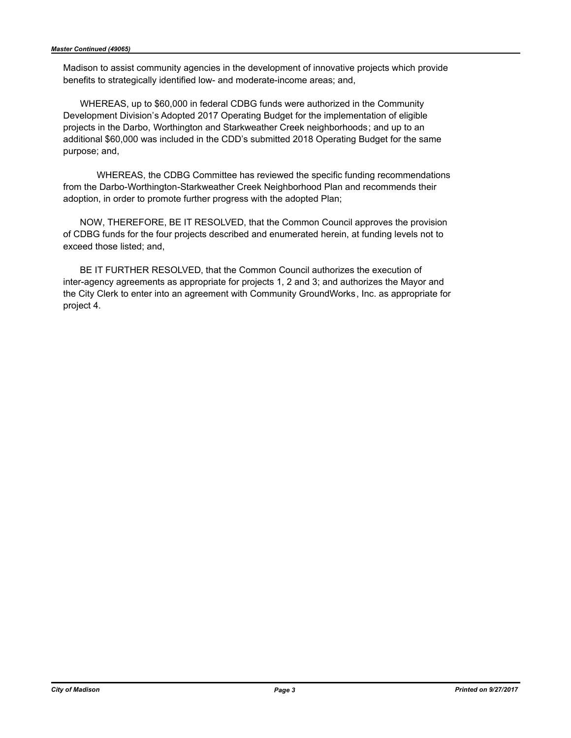Madison to assist community agencies in the development of innovative projects which provide benefits to strategically identified low- and moderate-income areas; and,

WHEREAS, up to $60,000 in federal CDBG funds were authorized in the Community Development Division's Adopted 2017 Operating Budget for the implementation of eligible projects in the Darbo, Worthington and Starkweather Creek neighborhoods; and up to an additional $60,000 was included in the CDD's submitted 2018 Operating Budget for the same purpose; and,

WHEREAS, the CDBG Committee has reviewed the specific funding recommendations from the Darbo-Worthington-Starkweather Creek Neighborhood Plan and recommends their adoption, in order to promote further progress with the adopted Plan;

NOW, THEREFORE, BE IT RESOLVED, that the Common Council approves the provision of CDBG funds for the four projects described and enumerated herein, at funding levels not to exceed those listed; and,

BE IT FURTHER RESOLVED, that the Common Council authorizes the execution of inter-agency agreements as appropriate for projects 1, 2 and 3; and authorizes the Mayor and the City Clerk to enter into an agreement with Community GroundWorks, Inc. as appropriate for project 4.